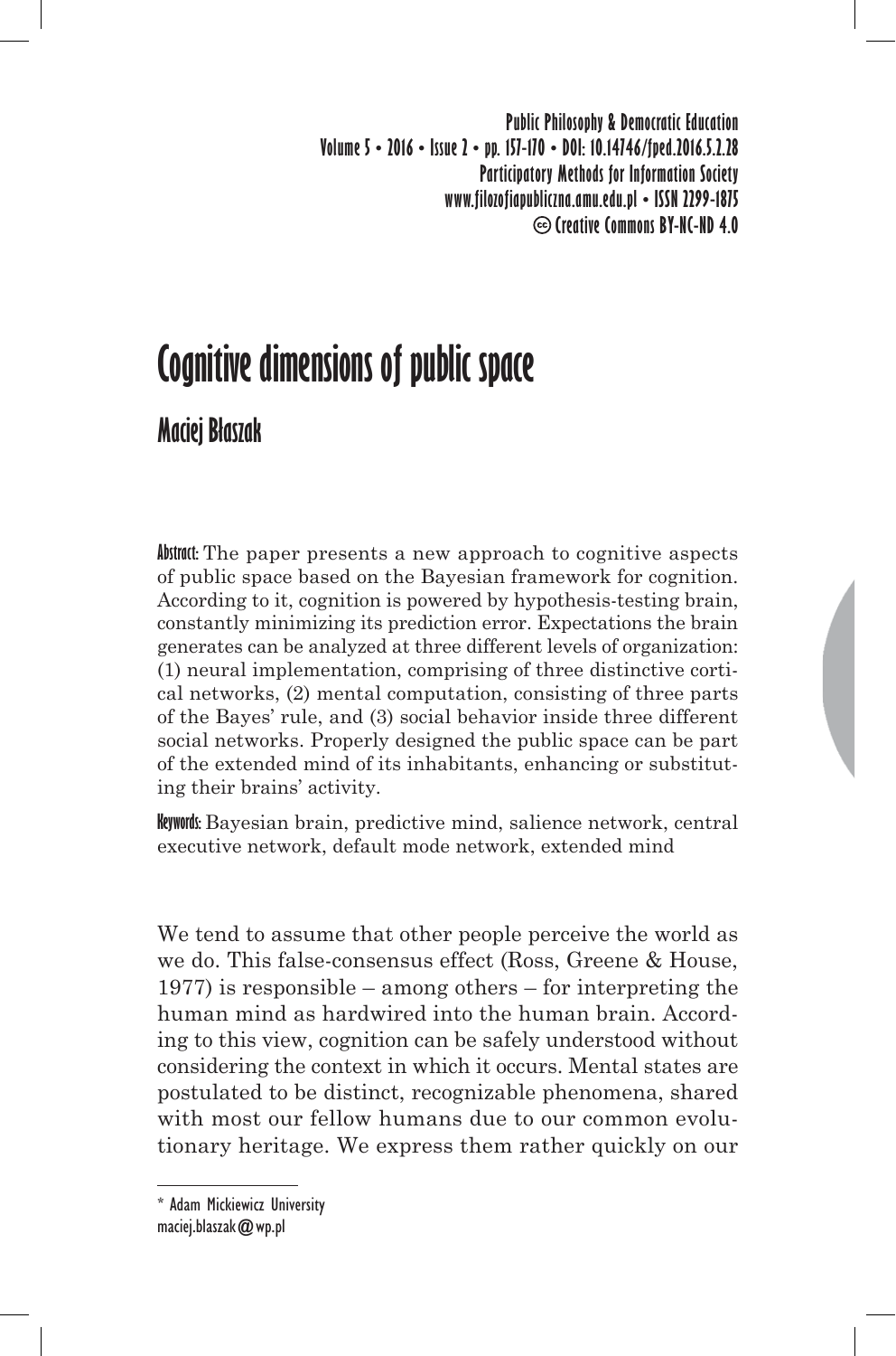# Cognitive dimensions of public space

## Maciej Błaszak

**Abstract:** The paper presents a new approach to cognitive aspects of public space based on the Bayesian framework for cognition. According to it, cognition is powered by hypothesis-testing brain, constantly minimizing its prediction error. Expectations the brain generates can be analyzed at three different levels of organization: (1) neural implementation, comprising of three distinctive cortical networks, (2) mental computation, consisting of three parts of the Bayes' rule, and (3) social behavior inside three different social networks. Properly designed the public space can be part of the extended mind of its inhabitants, enhancing or substituting their brains' activity.

**Keywords:** Bayesian brain, predictive mind, salience network, central executive network, default mode network, extended mind

We tend to assume that other people perceive the world as we do. This false-consensus effect (Ross, Greene & House, 1977) is responsible – among others – for interpreting the human mind as hardwired into the human brain. According to this view, cognition can be safely understood without considering the context in which it occurs. Mental states are postulated to be distinct, recognizable phenomena, shared with most our fellow humans due to our common evolutionary heritage. We express them rather quickly on our

---

* Adam Mickiewicz University
maciej.blaszak@wp.pl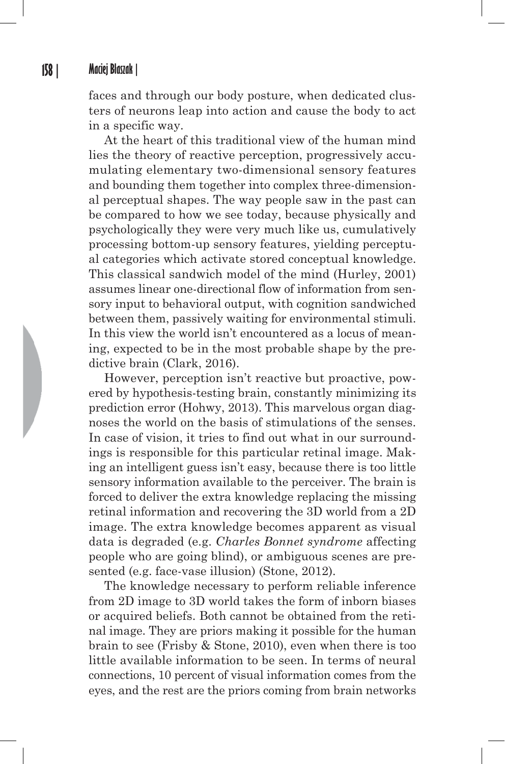faces and through our body posture, when dedicated clusters of neurons leap into action and cause the body to act in a specific way.

At the heart of this traditional view of the human mind lies the theory of reactive perception, progressively accumulating elementary two-dimensional sensory features and bounding them together into complex three-dimensional perceptual shapes. The way people saw in the past can be compared to how we see today, because physically and psychologically they were very much like us, cumulatively processing bottom-up sensory features, yielding perceptual categories which activate stored conceptual knowledge. This classical sandwich model of the mind (Hurley, 2001) assumes linear one-directional flow of information from sensory input to behavioral output, with cognition sandwiched between them, passively waiting for environmental stimuli. In this view the world isn't encountered as a locus of meaning, expected to be in the most probable shape by the predictive brain (Clark, 2016).

However, perception isn't reactive but proactive, powered by hypothesis-testing brain, constantly minimizing its prediction error (Hohwy, 2013). This marvelous organ diagnoses the world on the basis of stimulations of the senses. In case of vision, it tries to find out what in our surroundings is responsible for this particular retinal image. Making an intelligent guess isn't easy, because there is too little sensory information available to the perceiver. The brain is forced to deliver the extra knowledge replacing the missing retinal information and recovering the 3D world from a 2D image. The extra knowledge becomes apparent as visual data is degraded (e.g. *Charles Bonnet syndrome* affecting people who are going blind), or ambiguous scenes are presented (e.g. face-vase illusion) (Stone, 2012).

The knowledge necessary to perform reliable inference from 2D image to 3D world takes the form of inborn biases or acquired beliefs. Both cannot be obtained from the retinal image. They are priors making it possible for the human brain to see (Frisby & Stone, 2010), even when there is too little available information to be seen. In terms of neural connections, 10 percent of visual information comes from the eyes, and the rest are the priors coming from brain networks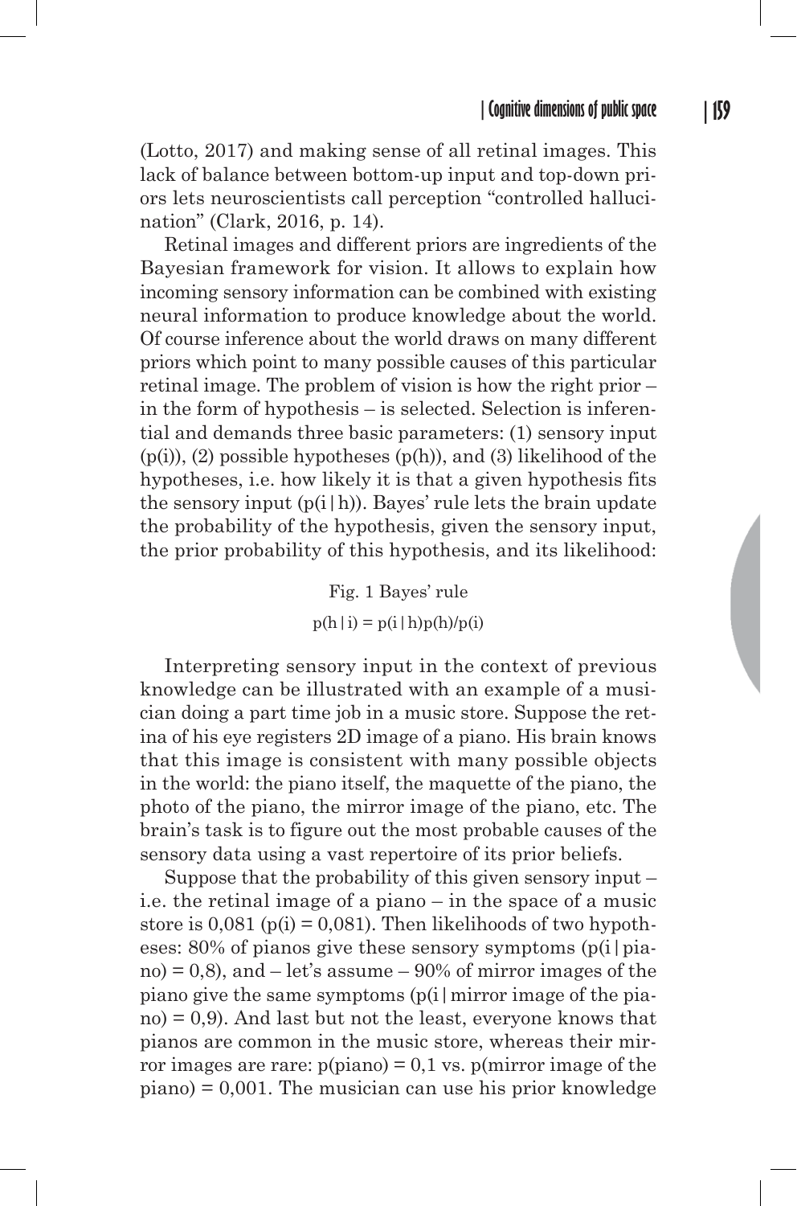(Lotto, 2017) and making sense of all retinal images. This lack of balance between bottom-up input and top-down priors lets neuroscientists call perception "controlled hallucination" (Clark, 2016, p. 14).

Retinal images and different priors are ingredients of the Bayesian framework for vision. It allows to explain how incoming sensory information can be combined with existing neural information to produce knowledge about the world. Of course inference about the world draws on many different priors which point to many possible causes of this particular retinal image. The problem of vision is how the right prior – in the form of hypothesis – is selected. Selection is inferential and demands three basic parameters: (1) sensory input ($p(i)$), (2) possible hypotheses ($p(h)$), and (3) likelihood of the hypotheses, i.e. how likely it is that a given hypothesis fits the sensory input ($p(i|h)$). Bayes' rule lets the brain update the probability of the hypothesis, given the sensory input, the prior probability of this hypothesis, and its likelihood:

Fig. 1 Bayes' rule

$$p(h|i) = p(i|h)p(h)/p(i)$$

Interpreting sensory input in the context of previous knowledge can be illustrated with an example of a musician doing a part time job in a music store. Suppose the retina of his eye registers 2D image of a piano. His brain knows that this image is consistent with many possible objects in the world: the piano itself, the maquette of the piano, the photo of the piano, the mirror image of the piano, etc. The brain's task is to figure out the most probable causes of the sensory data using a vast repertoire of its prior beliefs.

Suppose that the probability of this given sensory input – i.e. the retinal image of a piano – in the space of a music store is 0,081 ($p(i) = 0{,}081$). Then likelihoods of two hypotheses: 80% of pianos give these sensory symptoms ($p(i|\text{piano}) = 0{,}8$), and – let's assume – 90% of mirror images of the piano give the same symptoms ($p(i|\text{mirror image of the piano}) = 0{,}9$). And last but not the least, everyone knows that pianos are common in the music store, whereas their mirror images are rare: $p(\text{piano}) = 0{,}1$ vs. $p(\text{mirror image of the piano}) = 0{,}001$. The musician can use his prior knowledge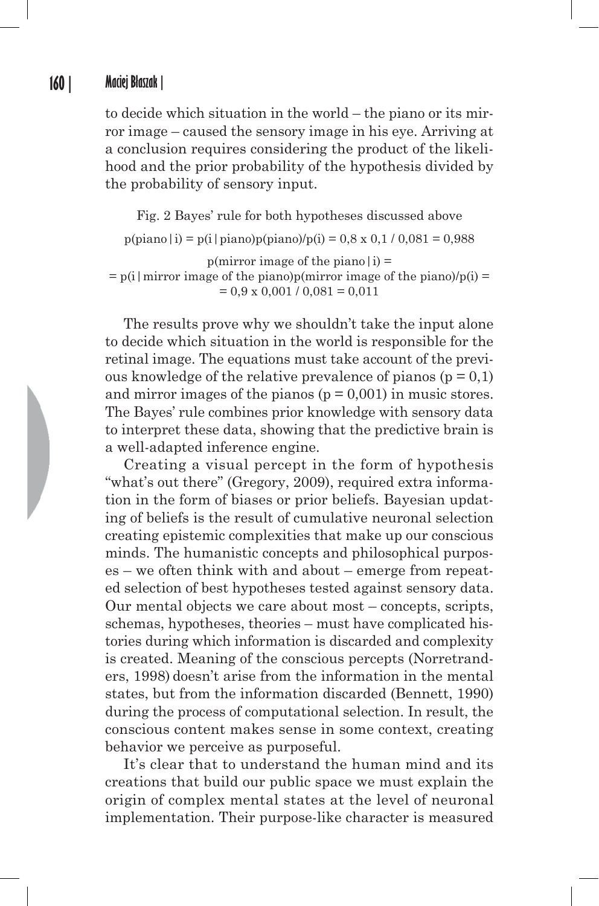to decide which situation in the world – the piano or its mirror image – caused the sensory image in his eye. Arriving at a conclusion requires considering the product of the likelihood and the prior probability of the hypothesis divided by the probability of sensory input.

Fig. 2 Bayes' rule for both hypotheses discussed above

$$p(\text{piano} \mid i) = p(i \mid \text{piano})p(\text{piano})/p(i) = 0{,}8 \times 0{,}1 / 0{,}081 = 0{,}988$$

$$p(\text{mirror image of the piano} \mid i) =$$
$$= p(i \mid \text{mirror image of the piano})p(\text{mirror image of the piano})/p(i) =$$
$$= 0{,}9 \times 0{,}001 / 0{,}081 = 0{,}011$$

The results prove why we shouldn't take the input alone to decide which situation in the world is responsible for the retinal image. The equations must take account of the previous knowledge of the relative prevalence of pianos ($p = 0{,}1$) and mirror images of the pianos ($p = 0{,}001$) in music stores. The Bayes' rule combines prior knowledge with sensory data to interpret these data, showing that the predictive brain is a well-adapted inference engine.

Creating a visual percept in the form of hypothesis "what's out there" (Gregory, 2009), required extra information in the form of biases or prior beliefs. Bayesian updating of beliefs is the result of cumulative neuronal selection creating epistemic complexities that make up our conscious minds. The humanistic concepts and philosophical purposes – we often think with and about – emerge from repeated selection of best hypotheses tested against sensory data. Our mental objects we care about most – concepts, scripts, schemas, hypotheses, theories – must have complicated histories during which information is discarded and complexity is created. Meaning of the conscious percepts (Norretranders, 1998) doesn't arise from the information in the mental states, but from the information discarded (Bennett, 1990) during the process of computational selection. In result, the conscious content makes sense in some context, creating behavior we perceive as purposeful.

It's clear that to understand the human mind and its creations that build our public space we must explain the origin of complex mental states at the level of neuronal implementation. Their purpose-like character is measured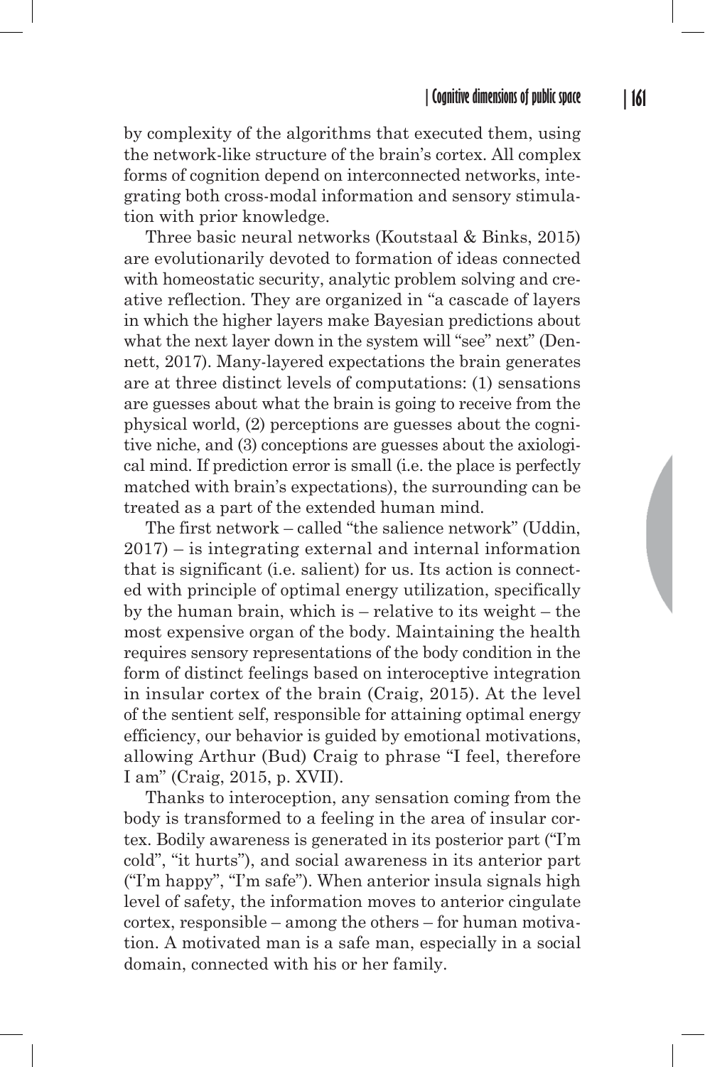by complexity of the algorithms that executed them, using the network-like structure of the brain's cortex. All complex forms of cognition depend on interconnected networks, integrating both cross-modal information and sensory stimulation with prior knowledge.

Three basic neural networks (Koutstaal & Binks, 2015) are evolutionarily devoted to formation of ideas connected with homeostatic security, analytic problem solving and creative reflection. They are organized in "a cascade of layers in which the higher layers make Bayesian predictions about what the next layer down in the system will "see" next" (Dennett, 2017). Many-layered expectations the brain generates are at three distinct levels of computations: (1) sensations are guesses about what the brain is going to receive from the physical world, (2) perceptions are guesses about the cognitive niche, and (3) conceptions are guesses about the axiological mind. If prediction error is small (i.e. the place is perfectly matched with brain's expectations), the surrounding can be treated as a part of the extended human mind.

The first network – called "the salience network" (Uddin, 2017) – is integrating external and internal information that is significant (i.e. salient) for us. Its action is connected with principle of optimal energy utilization, specifically by the human brain, which is – relative to its weight – the most expensive organ of the body. Maintaining the health requires sensory representations of the body condition in the form of distinct feelings based on interoceptive integration in insular cortex of the brain (Craig, 2015). At the level of the sentient self, responsible for attaining optimal energy efficiency, our behavior is guided by emotional motivations, allowing Arthur (Bud) Craig to phrase "I feel, therefore I am" (Craig, 2015, p. XVII).

Thanks to interoception, any sensation coming from the body is transformed to a feeling in the area of insular cortex. Bodily awareness is generated in its posterior part ("I'm cold", "it hurts"), and social awareness in its anterior part ("I'm happy", "I'm safe"). When anterior insula signals high level of safety, the information moves to anterior cingulate cortex, responsible – among the others – for human motivation. A motivated man is a safe man, especially in a social domain, connected with his or her family.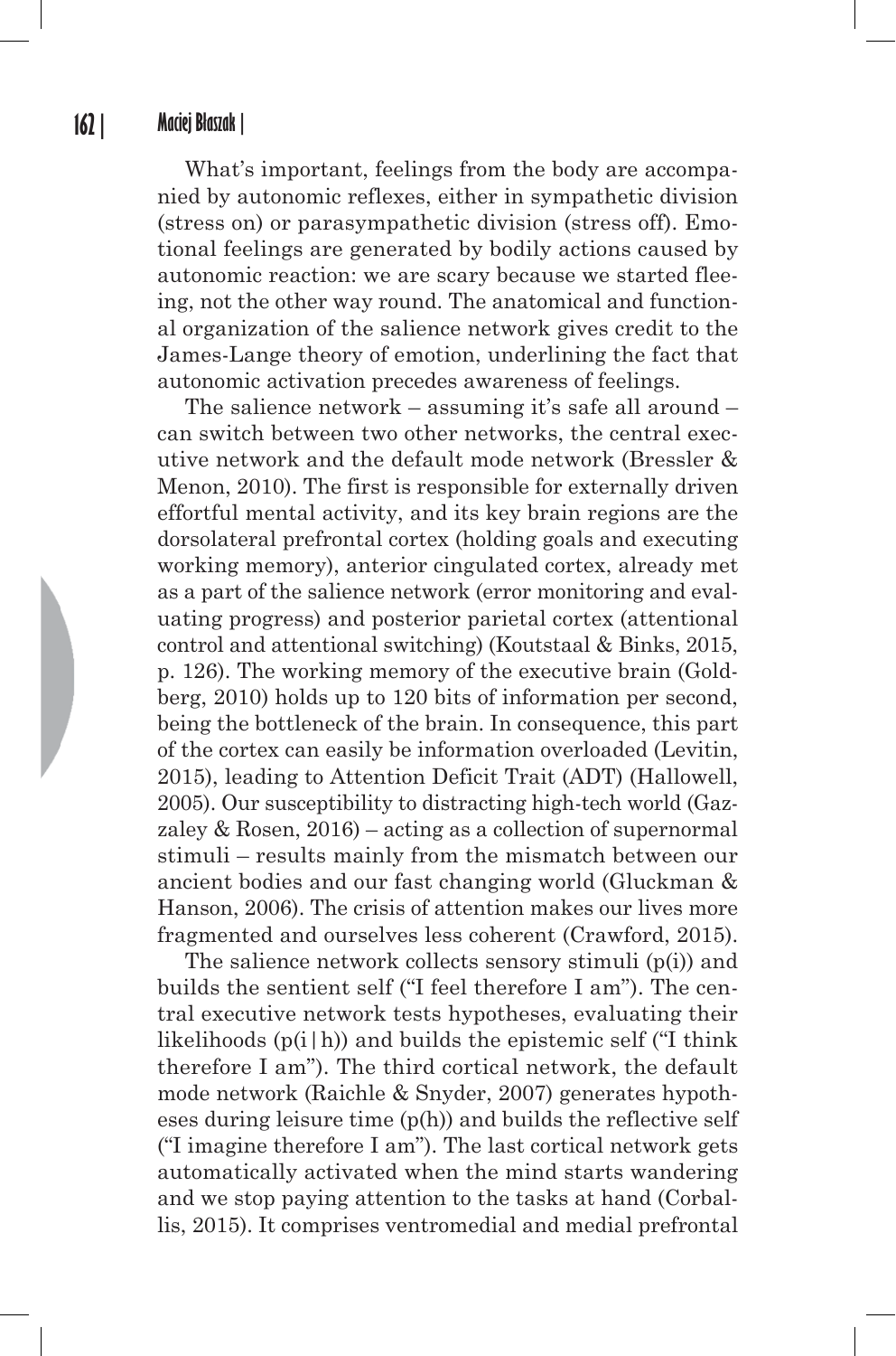What's important, feelings from the body are accompanied by autonomic reflexes, either in sympathetic division (stress on) or parasympathetic division (stress off). Emotional feelings are generated by bodily actions caused by autonomic reaction: we are scary because we started fleeing, not the other way round. The anatomical and functional organization of the salience network gives credit to the James-Lange theory of emotion, underlining the fact that autonomic activation precedes awareness of feelings.

The salience network – assuming it's safe all around – can switch between two other networks, the central executive network and the default mode network (Bressler & Menon, 2010). The first is responsible for externally driven effortful mental activity, and its key brain regions are the dorsolateral prefrontal cortex (holding goals and executing working memory), anterior cingulated cortex, already met as a part of the salience network (error monitoring and evaluating progress) and posterior parietal cortex (attentional control and attentional switching) (Koutstaal & Binks, 2015, p. 126). The working memory of the executive brain (Goldberg, 2010) holds up to 120 bits of information per second, being the bottleneck of the brain. In consequence, this part of the cortex can easily be information overloaded (Levitin, 2015), leading to Attention Deficit Trait (ADT) (Hallowell, 2005). Our susceptibility to distracting high-tech world (Gazzaley & Rosen, 2016) – acting as a collection of supernormal stimuli – results mainly from the mismatch between our ancient bodies and our fast changing world (Gluckman & Hanson, 2006). The crisis of attention makes our lives more fragmented and ourselves less coherent (Crawford, 2015).

The salience network collects sensory stimuli ($p(i)$) and builds the sentient self ("I feel therefore I am"). The central executive network tests hypotheses, evaluating their likelihoods ($p(i|h)$) and builds the epistemic self ("I think therefore I am"). The third cortical network, the default mode network (Raichle & Snyder, 2007) generates hypotheses during leisure time ($p(h)$) and builds the reflective self ("I imagine therefore I am"). The last cortical network gets automatically activated when the mind starts wandering and we stop paying attention to the tasks at hand (Corballis, 2015). It comprises ventromedial and medial prefrontal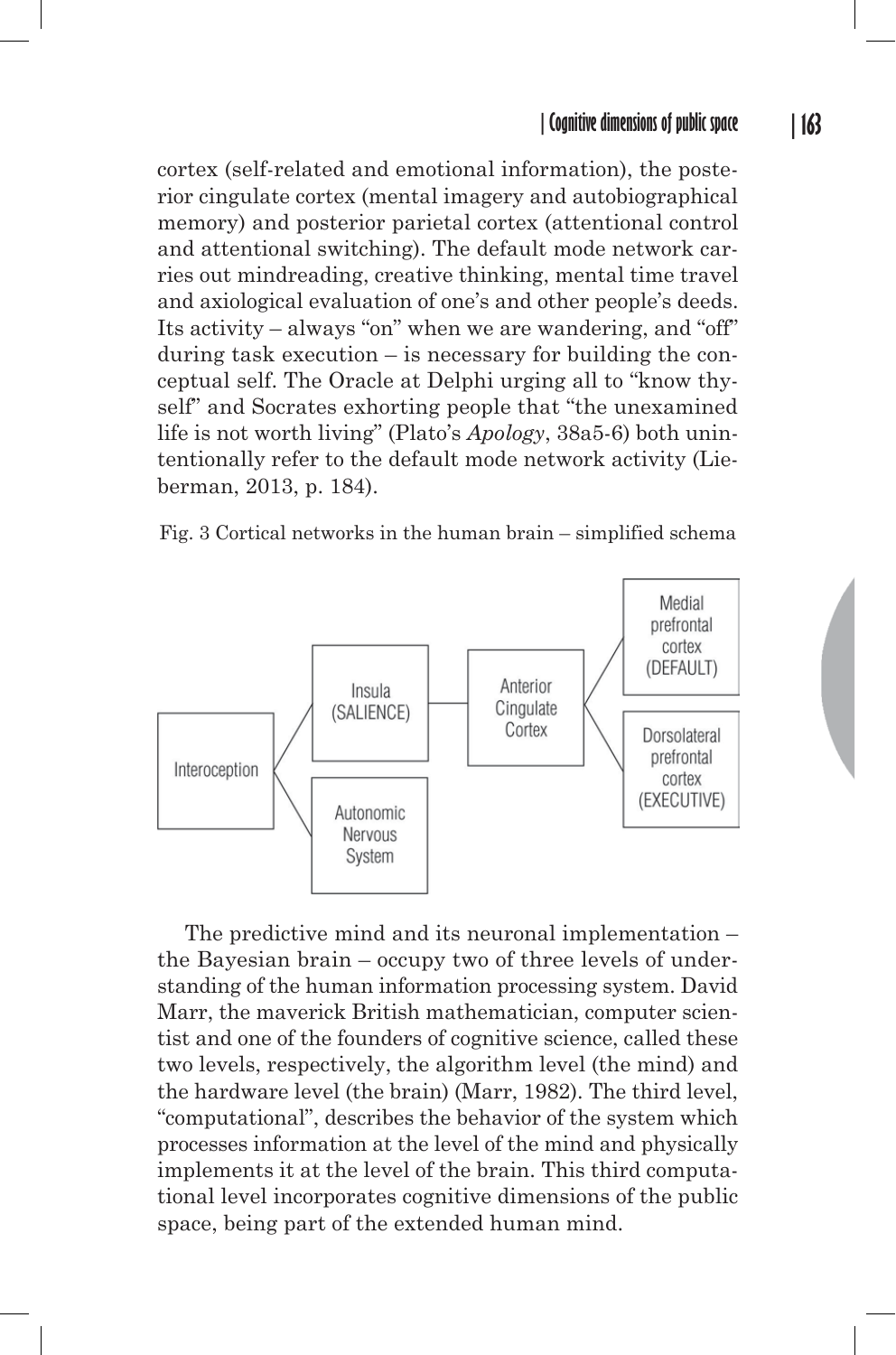cortex (self-related and emotional information), the posterior cingulate cortex (mental imagery and autobiographical memory) and posterior parietal cortex (attentional control and attentional switching). The default mode network carries out mindreading, creative thinking, mental time travel and axiological evaluation of one's and other people's deeds. Its activity – always "on" when we are wandering, and "off" during task execution – is necessary for building the conceptual self. The Oracle at Delphi urging all to "know thyself" and Socrates exhorting people that "the unexamined life is not worth living" (Plato's *Apology*, 38a5-6) both unintentionally refer to the default mode network activity (Lieberman, 2013, p. 184).

Fig. 3 Cortical networks in the human brain – simplified schema

Interoception → Insula (SALIENCE) → Anterior Cingulate Cortex → Medial prefrontal cortex (DEFAULT); Dorsolateral prefrontal cortex (EXECUTIVE)

Interoception → Autonomic Nervous System

The predictive mind and its neuronal implementation – the Bayesian brain – occupy two of three levels of understanding of the human information processing system. David Marr, the maverick British mathematician, computer scientist and one of the founders of cognitive science, called these two levels, respectively, the algorithm level (the mind) and the hardware level (the brain) (Marr, 1982). The third level, "computational", describes the behavior of the system which processes information at the level of the mind and physically implements it at the level of the brain. This third computational level incorporates cognitive dimensions of the public space, being part of the extended human mind.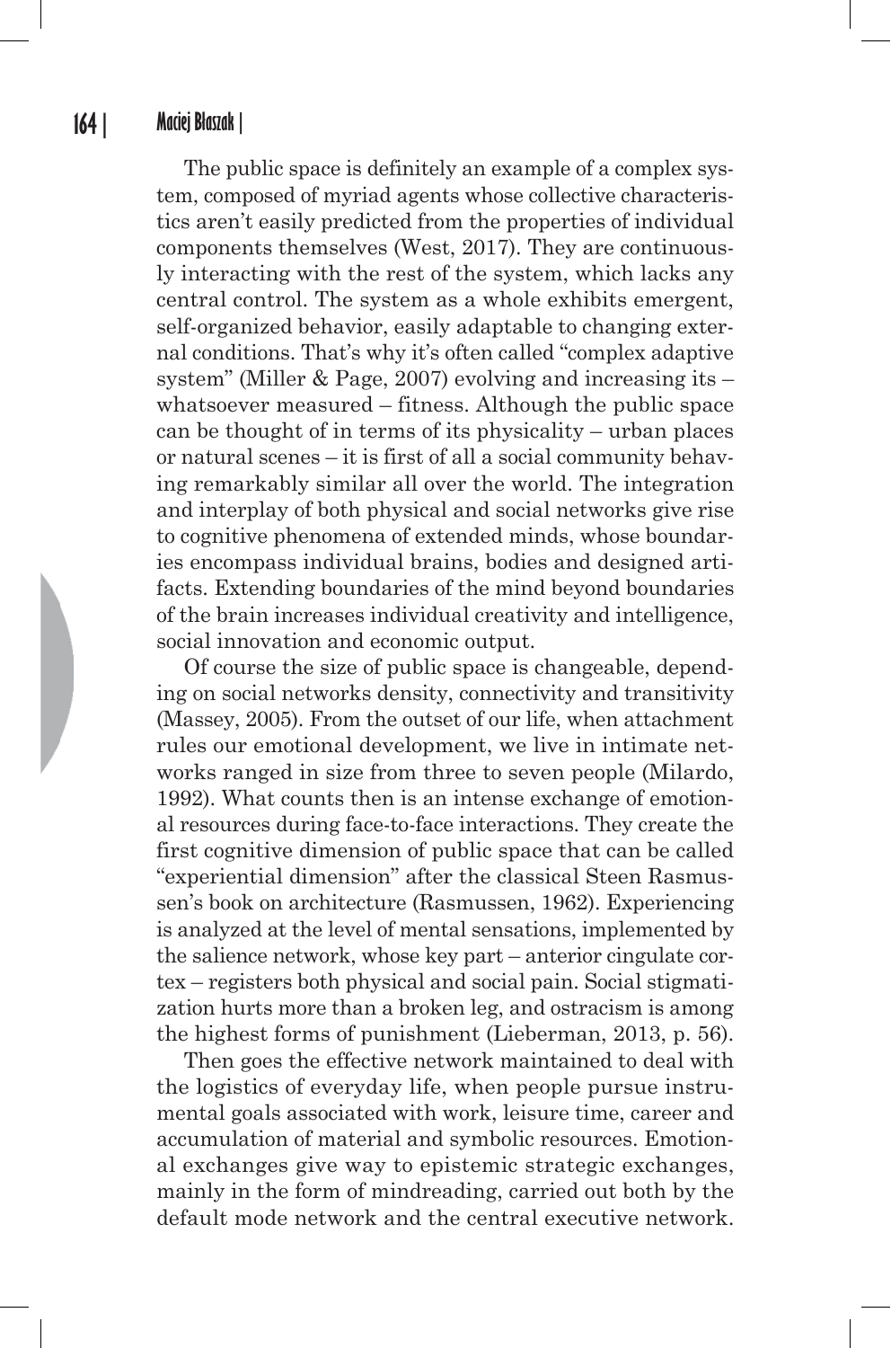The public space is definitely an example of a complex system, composed of myriad agents whose collective characteristics aren't easily predicted from the properties of individual components themselves (West, 2017). They are continuously interacting with the rest of the system, which lacks any central control. The system as a whole exhibits emergent, self-organized behavior, easily adaptable to changing external conditions. That's why it's often called "complex adaptive system" (Miller & Page, 2007) evolving and increasing its – whatsoever measured – fitness. Although the public space can be thought of in terms of its physicality – urban places or natural scenes – it is first of all a social community behaving remarkably similar all over the world. The integration and interplay of both physical and social networks give rise to cognitive phenomena of extended minds, whose boundaries encompass individual brains, bodies and designed artifacts. Extending boundaries of the mind beyond boundaries of the brain increases individual creativity and intelligence, social innovation and economic output.

Of course the size of public space is changeable, depending on social networks density, connectivity and transitivity (Massey, 2005). From the outset of our life, when attachment rules our emotional development, we live in intimate networks ranged in size from three to seven people (Milardo, 1992). What counts then is an intense exchange of emotional resources during face-to-face interactions. They create the first cognitive dimension of public space that can be called "experiential dimension" after the classical Steen Rasmussen's book on architecture (Rasmussen, 1962). Experiencing is analyzed at the level of mental sensations, implemented by the salience network, whose key part – anterior cingulate cortex – registers both physical and social pain. Social stigmatization hurts more than a broken leg, and ostracism is among the highest forms of punishment (Lieberman, 2013, p. 56).

Then goes the effective network maintained to deal with the logistics of everyday life, when people pursue instrumental goals associated with work, leisure time, career and accumulation of material and symbolic resources. Emotional exchanges give way to epistemic strategic exchanges, mainly in the form of mindreading, carried out both by the default mode network and the central executive network.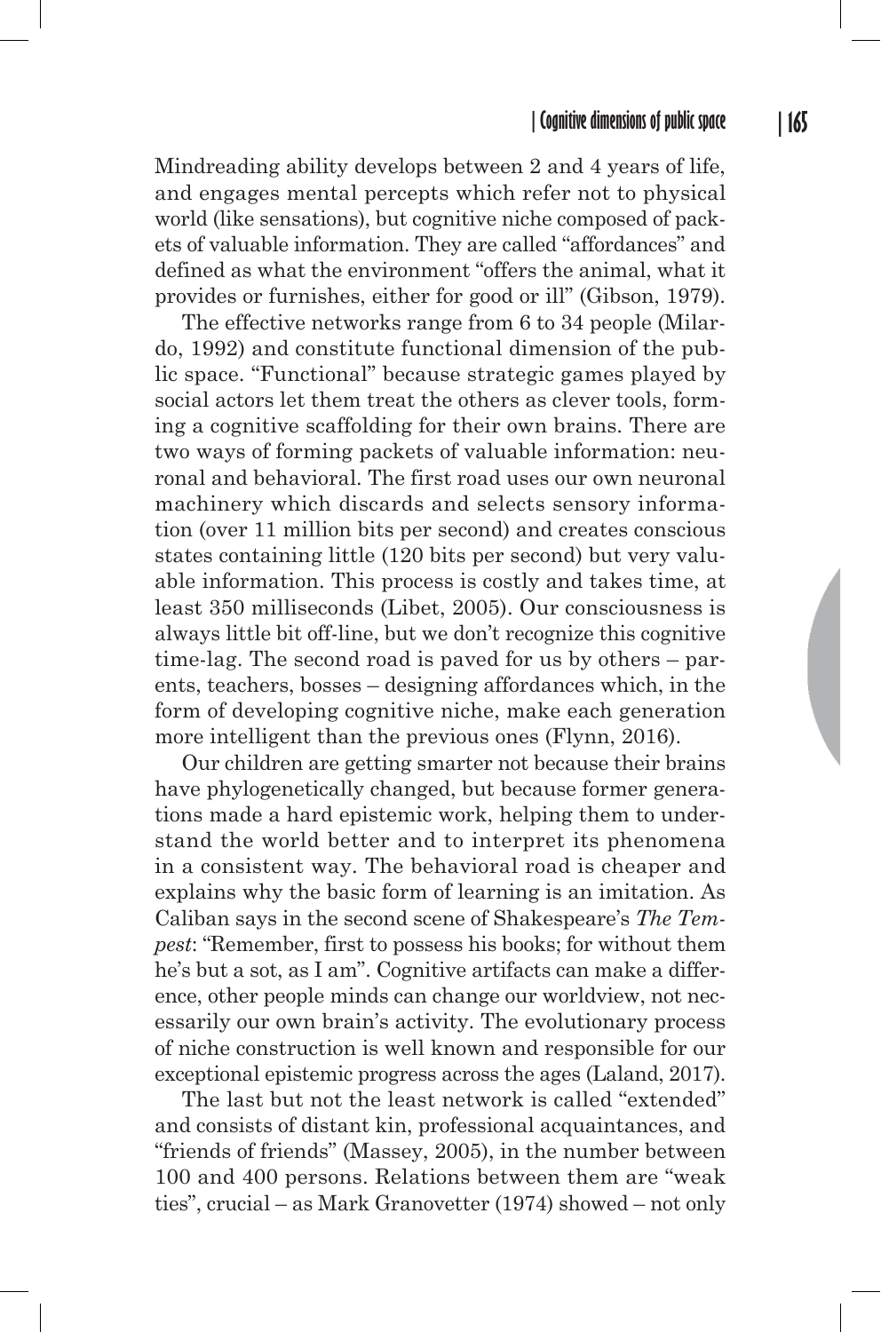Mindreading ability develops between 2 and 4 years of life, and engages mental percepts which refer not to physical world (like sensations), but cognitive niche composed of packets of valuable information. They are called "affordances" and defined as what the environment "offers the animal, what it provides or furnishes, either for good or ill" (Gibson, 1979).

The effective networks range from 6 to 34 people (Milardo, 1992) and constitute functional dimension of the public space. "Functional" because strategic games played by social actors let them treat the others as clever tools, forming a cognitive scaffolding for their own brains. There are two ways of forming packets of valuable information: neuronal and behavioral. The first road uses our own neuronal machinery which discards and selects sensory information (over 11 million bits per second) and creates conscious states containing little (120 bits per second) but very valuable information. This process is costly and takes time, at least 350 milliseconds (Libet, 2005). Our consciousness is always little bit off-line, but we don't recognize this cognitive time-lag. The second road is paved for us by others – parents, teachers, bosses – designing affordances which, in the form of developing cognitive niche, make each generation more intelligent than the previous ones (Flynn, 2016).

Our children are getting smarter not because their brains have phylogenetically changed, but because former generations made a hard epistemic work, helping them to understand the world better and to interpret its phenomena in a consistent way. The behavioral road is cheaper and explains why the basic form of learning is an imitation. As Caliban says in the second scene of Shakespeare's *The Tempest*: "Remember, first to possess his books; for without them he's but a sot, as I am". Cognitive artifacts can make a difference, other people minds can change our worldview, not necessarily our own brain's activity. The evolutionary process of niche construction is well known and responsible for our exceptional epistemic progress across the ages (Laland, 2017).

The last but not the least network is called "extended" and consists of distant kin, professional acquaintances, and "friends of friends" (Massey, 2005), in the number between 100 and 400 persons. Relations between them are "weak ties", crucial – as Mark Granovetter (1974) showed – not only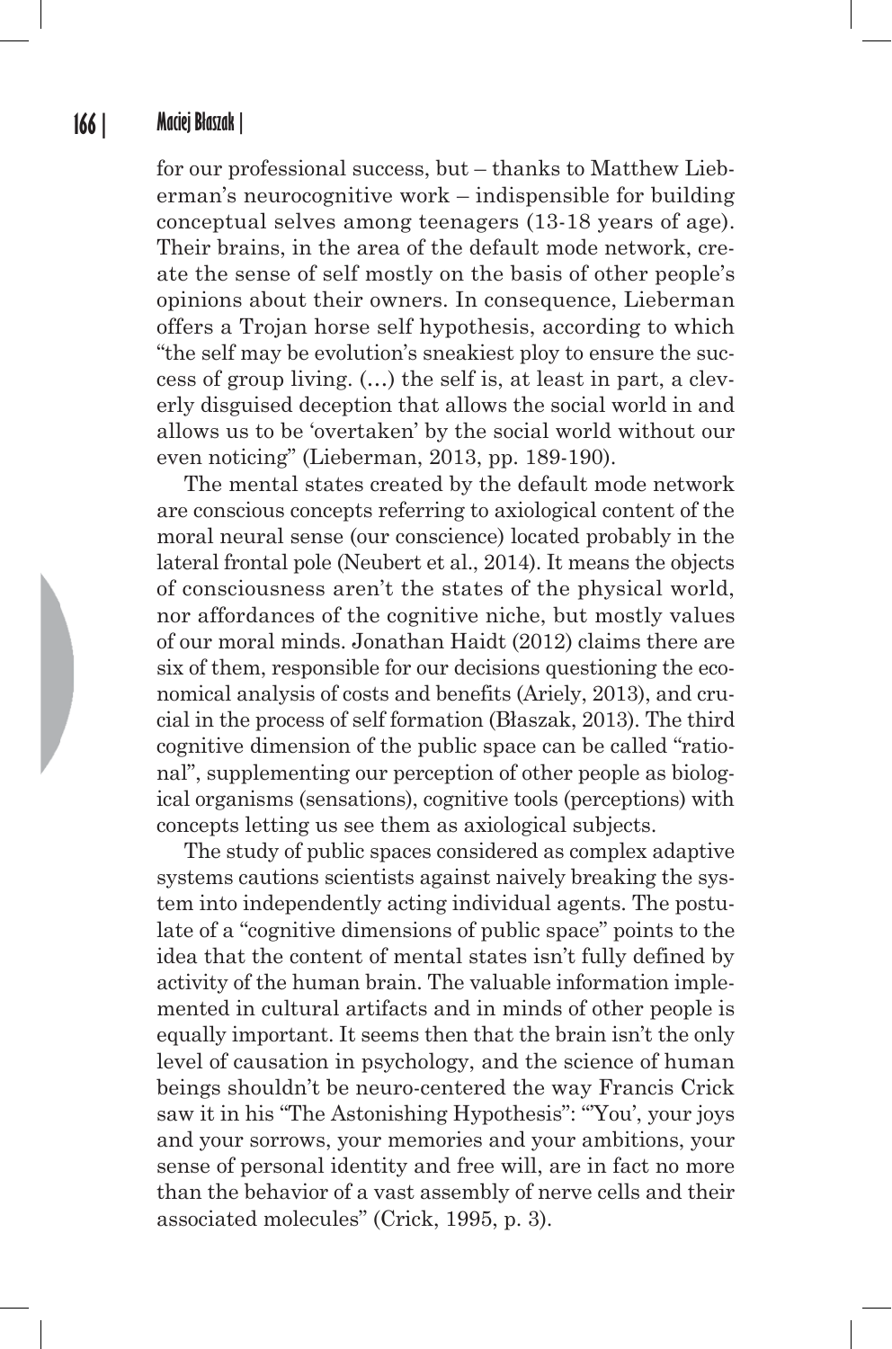for our professional success, but – thanks to Matthew Lieberman's neurocognitive work – indispensible for building conceptual selves among teenagers (13-18 years of age). Their brains, in the area of the default mode network, create the sense of self mostly on the basis of other people's opinions about their owners. In consequence, Lieberman offers a Trojan horse self hypothesis, according to which "the self may be evolution's sneakiest ploy to ensure the success of group living. (…) the self is, at least in part, a cleverly disguised deception that allows the social world in and allows us to be 'overtaken' by the social world without our even noticing" (Lieberman, 2013, pp. 189-190).

The mental states created by the default mode network are conscious concepts referring to axiological content of the moral neural sense (our conscience) located probably in the lateral frontal pole (Neubert et al., 2014). It means the objects of consciousness aren't the states of the physical world, nor affordances of the cognitive niche, but mostly values of our moral minds. Jonathan Haidt (2012) claims there are six of them, responsible for our decisions questioning the economical analysis of costs and benefits (Ariely, 2013), and crucial in the process of self formation (Błaszak, 2013). The third cognitive dimension of the public space can be called "rational", supplementing our perception of other people as biological organisms (sensations), cognitive tools (perceptions) with concepts letting us see them as axiological subjects.

The study of public spaces considered as complex adaptive systems cautions scientists against naively breaking the system into independently acting individual agents. The postulate of a "cognitive dimensions of public space" points to the idea that the content of mental states isn't fully defined by activity of the human brain. The valuable information implemented in cultural artifacts and in minds of other people is equally important. It seems then that the brain isn't the only level of causation in psychology, and the science of human beings shouldn't be neuro-centered the way Francis Crick saw it in his "The Astonishing Hypothesis": "'You', your joys and your sorrows, your memories and your ambitions, your sense of personal identity and free will, are in fact no more than the behavior of a vast assembly of nerve cells and their associated molecules" (Crick, 1995, p. 3).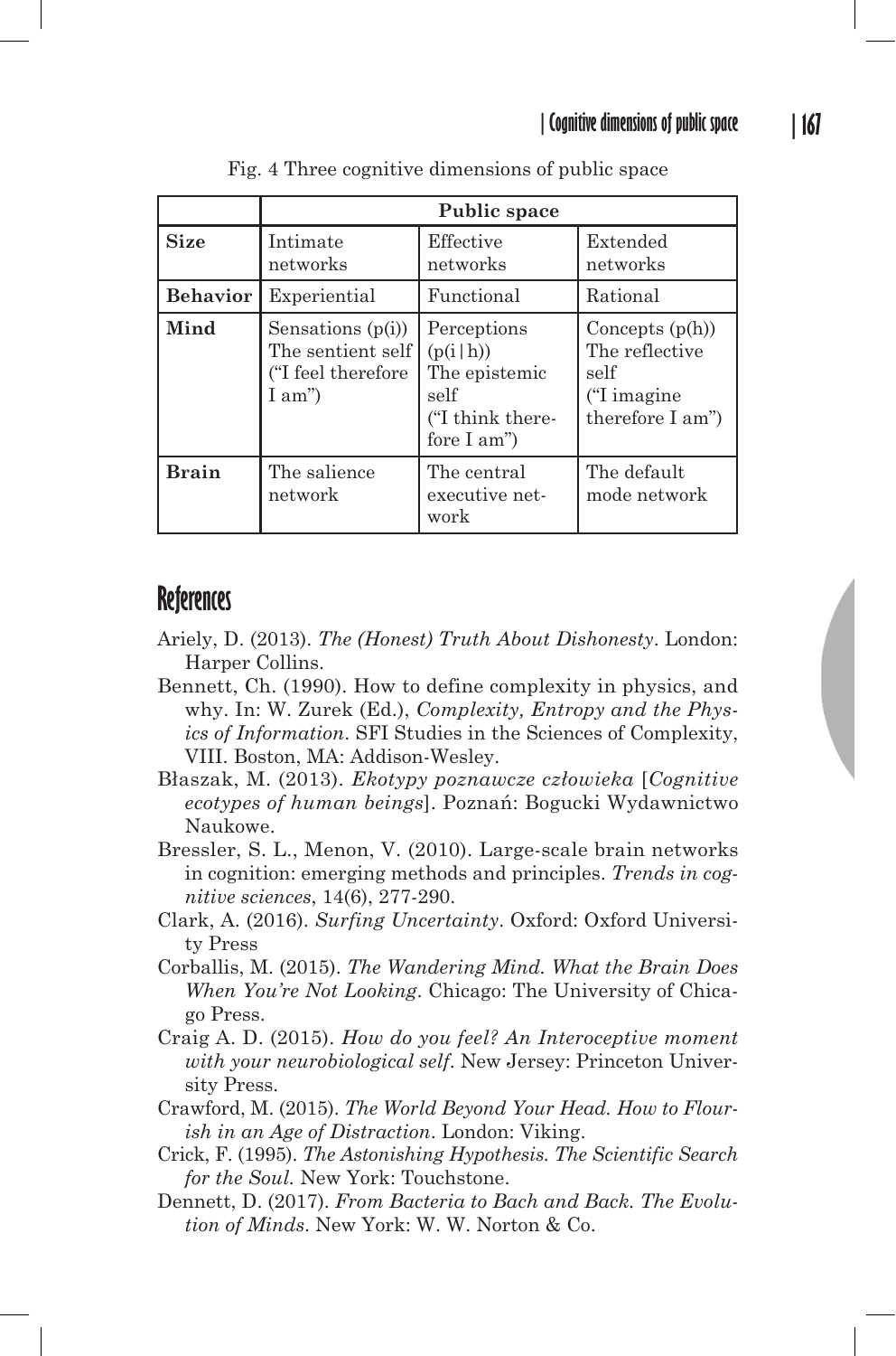Fig. 4 Three cognitive dimensions of public space

| | Public space | | |
|---|---|---|---|
| **Size** | Intimate networks | Effective networks | Extended networks |
| **Behavior** | Experiential | Functional | Rational |
| **Mind** | Sensations (p(i)) The sentient self ("I feel therefore I am") | Perceptions (p(i\|h)) The epistemic self ("I think therefore I am") | Concepts (p(h)) The reflective self ("I imagine therefore I am") |
| **Brain** | The salience network | The central executive network | The default mode network |

## References

Ariely, D. (2013). *The (Honest) Truth About Dishonesty*. London: Harper Collins.

Bennett, Ch. (1990). How to define complexity in physics, and why. In: W. Zurek (Ed.), *Complexity, Entropy and the Physics of Information*. SFI Studies in the Sciences of Complexity, VIII. Boston, MA: Addison-Wesley.

Błaszak, M. (2013). *Ekotypy poznawcze człowieka* [*Cognitive ecotypes of human beings*]. Poznań: Bogucki Wydawnictwo Naukowe.

Bressler, S. L., Menon, V. (2010). Large-scale brain networks in cognition: emerging methods and principles. *Trends in cognitive sciences*, 14(6), 277-290.

Clark, A. (2016). *Surfing Uncertainty*. Oxford: Oxford University Press

Corballis, M. (2015). *The Wandering Mind. What the Brain Does When You're Not Looking*. Chicago: The University of Chicago Press.

Craig A. D. (2015). *How do you feel? An Interoceptive moment with your neurobiological self*. New Jersey: Princeton University Press.

Crawford, M. (2015). *The World Beyond Your Head. How to Flourish in an Age of Distraction*. London: Viking.

Crick, F. (1995). *The Astonishing Hypothesis. The Scientific Search for the Soul*. New York: Touchstone.

Dennett, D. (2017). *From Bacteria to Bach and Back. The Evolution of Minds*. New York: W. W. Norton & Co.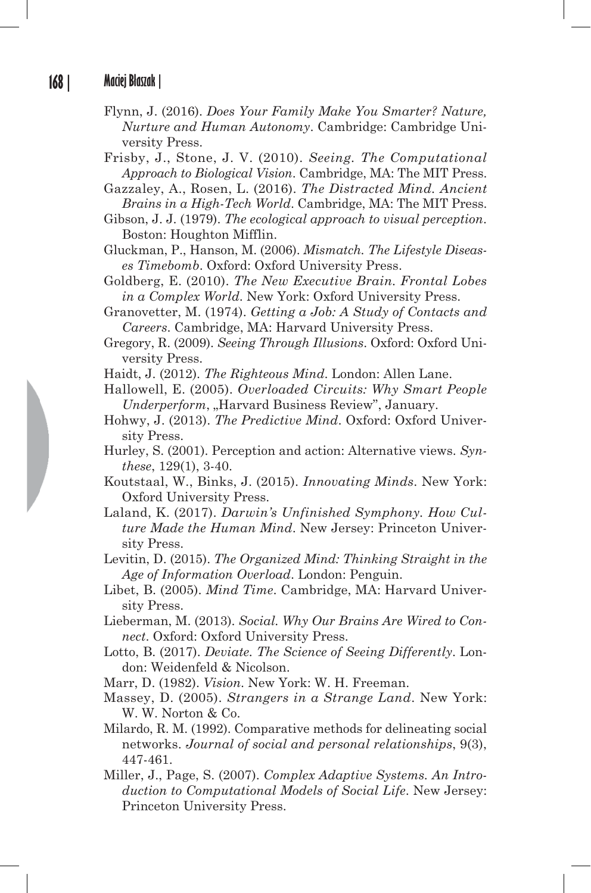Flynn, J. (2016). *Does Your Family Make You Smarter? Nature, Nurture and Human Autonomy*. Cambridge: Cambridge University Press.

Frisby, J., Stone, J. V. (2010). *Seeing. The Computational Approach to Biological Vision*. Cambridge, MA: The MIT Press.

Gazzaley, A., Rosen, L. (2016). *The Distracted Mind. Ancient Brains in a High-Tech World*. Cambridge, MA: The MIT Press.

Gibson, J. J. (1979). *The ecological approach to visual perception*. Boston: Houghton Mifflin.

Gluckman, P., Hanson, M. (2006). *Mismatch. The Lifestyle Diseases Timebomb*. Oxford: Oxford University Press.

Goldberg, E. (2010). *The New Executive Brain. Frontal Lobes in a Complex World*. New York: Oxford University Press.

Granovetter, M. (1974). *Getting a Job: A Study of Contacts and Careers*. Cambridge, MA: Harvard University Press.

Gregory, R. (2009). *Seeing Through Illusions*. Oxford: Oxford University Press.

Haidt, J. (2012). *The Righteous Mind*. London: Allen Lane.

Hallowell, E. (2005). *Overloaded Circuits: Why Smart People Underperform*, „Harvard Business Review", January.

Hohwy, J. (2013). *The Predictive Mind*. Oxford: Oxford University Press.

Hurley, S. (2001). Perception and action: Alternative views. *Synthese*, 129(1), 3-40.

Koutstaal, W., Binks, J. (2015). *Innovating Minds*. New York: Oxford University Press.

Laland, K. (2017). *Darwin's Unfinished Symphony. How Culture Made the Human Mind*. New Jersey: Princeton University Press.

Levitin, D. (2015). *The Organized Mind: Thinking Straight in the Age of Information Overload*. London: Penguin.

Libet, B. (2005). *Mind Time*. Cambridge, MA: Harvard University Press.

Lieberman, M. (2013). *Social. Why Our Brains Are Wired to Connect*. Oxford: Oxford University Press.

Lotto, B. (2017). *Deviate. The Science of Seeing Differently*. London: Weidenfeld & Nicolson.

Marr, D. (1982). *Vision*. New York: W. H. Freeman.

Massey, D. (2005). *Strangers in a Strange Land*. New York: W. W. Norton & Co.

Milardo, R. M. (1992). Comparative methods for delineating social networks. *Journal of social and personal relationships*, 9(3), 447-461.

Miller, J., Page, S. (2007). *Complex Adaptive Systems. An Introduction to Computational Models of Social Life*. New Jersey: Princeton University Press.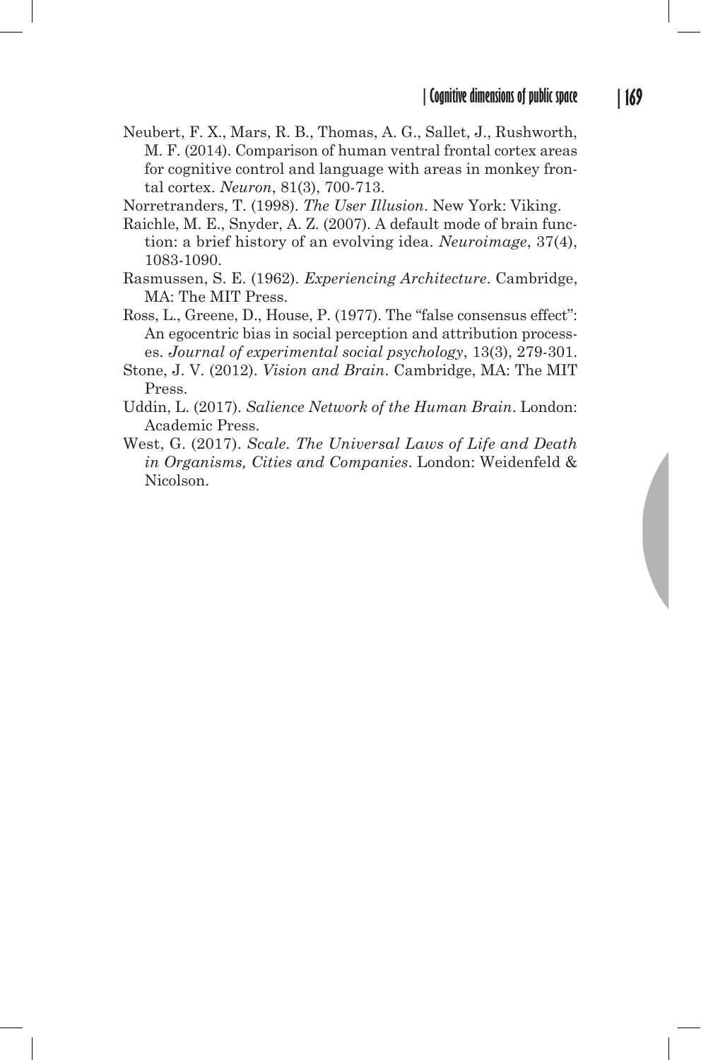Neubert, F. X., Mars, R. B., Thomas, A. G., Sallet, J., Rushworth, M. F. (2014). Comparison of human ventral frontal cortex areas for cognitive control and language with areas in monkey frontal cortex. *Neuron*, 81(3), 700-713.

Norretranders, T. (1998). *The User Illusion*. New York: Viking.

Raichle, M. E., Snyder, A. Z. (2007). A default mode of brain function: a brief history of an evolving idea. *Neuroimage*, 37(4), 1083-1090.

Rasmussen, S. E. (1962). *Experiencing Architecture*. Cambridge, MA: The MIT Press.

Ross, L., Greene, D., House, P. (1977). The "false consensus effect": An egocentric bias in social perception and attribution processes. *Journal of experimental social psychology*, 13(3), 279-301.

Stone, J. V. (2012). *Vision and Brain*. Cambridge, MA: The MIT Press.

Uddin, L. (2017). *Salience Network of the Human Brain*. London: Academic Press.

West, G. (2017). *Scale. The Universal Laws of Life and Death in Organisms, Cities and Companies*. London: Weidenfeld & Nicolson.